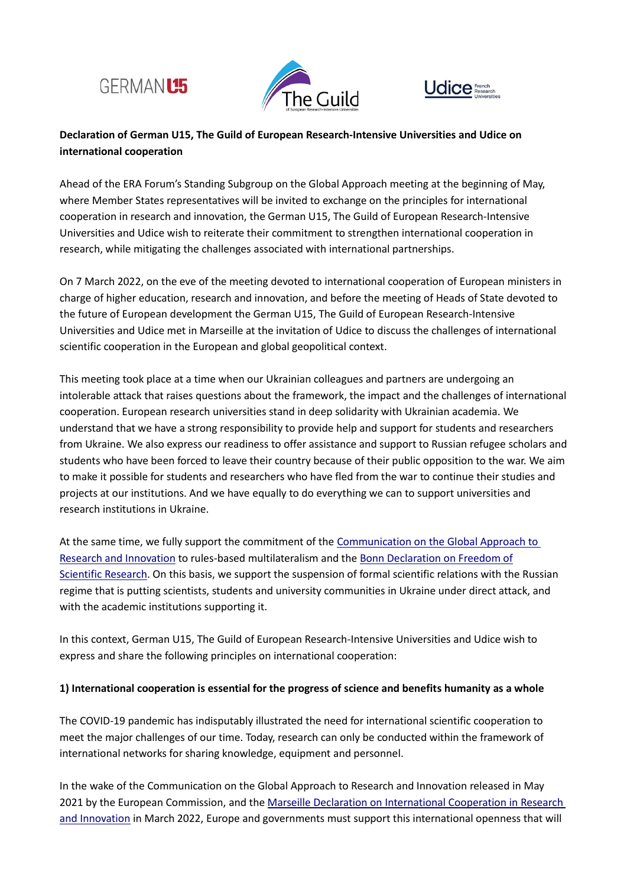**Declaration of German U15, The Guild of European Research-Intensive Universities and Udice on international cooperation**

Ahead of the ERA Forum's Standing Subgroup on the Global Approach meeting at the beginning of May, where Member States representatives will be invited to exchange on the principles for international cooperation in research and innovation, the German U15, The Guild of European Research-Intensive Universities and Udice wish to reiterate their commitment to strengthen international cooperation in research, while mitigating the challenges associated with international partnerships.

On 7 March 2022, on the eve of the meeting devoted to international cooperation of European ministers in charge of higher education, research and innovation, and before the meeting of Heads of State devoted to the future of European development the German U15, The Guild of European Research-Intensive Universities and Udice met in Marseille at the invitation of Udice to discuss the challenges of international scientific cooperation in the European and global geopolitical context.

This meeting took place at a time when our Ukrainian colleagues and partners are undergoing an intolerable attack that raises questions about the framework, the impact and the challenges of international cooperation. European research universities stand in deep solidarity with Ukrainian academia. We understand that we have a strong responsibility to provide help and support for students and researchers from Ukraine. We also express our readiness to offer assistance and support to Russian refugee scholars and students who have been forced to leave their country because of their public opposition to the war. We aim to make it possible for students and researchers who have fled from the war to continue their studies and projects at our institutions. And we have equally to do everything we can to support universities and research institutions in Ukraine.

At the same time, we fully support the commitment of the Communication on the Global Approach to Research and Innovation to rules-based multilateralism and the Bonn Declaration on Freedom of Scientific Research. On this basis, we support the suspension of formal scientific relations with the Russian regime that is putting scientists, students and university communities in Ukraine under direct attack, and with the academic institutions supporting it.

In this context, German U15, The Guild of European Research-Intensive Universities and Udice wish to express and share the following principles on international cooperation:

**1) International cooperation is essential for the progress of science and benefits humanity as a whole**

The COVID-19 pandemic has indisputably illustrated the need for international scientific cooperation to meet the major challenges of our time. Today, research can only be conducted within the framework of international networks for sharing knowledge, equipment and personnel.

In the wake of the Communication on the Global Approach to Research and Innovation released in May 2021 by the European Commission, and the Marseille Declaration on International Cooperation in Research and Innovation in March 2022, Europe and governments must support this international openness that will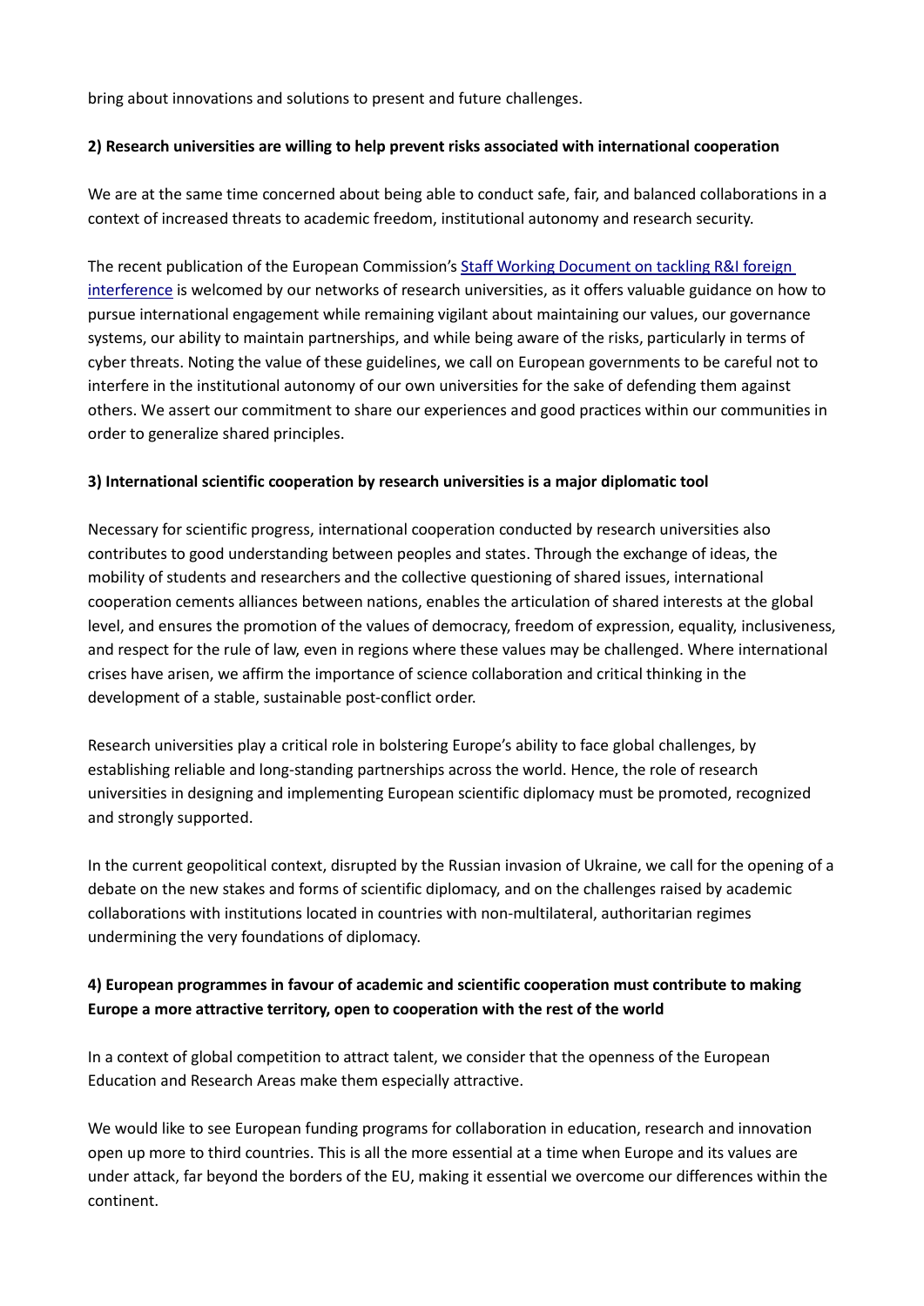bring about innovations and solutions to present and future challenges.

**2) Research universities are willing to help prevent risks associated with international cooperation**

We are at the same time concerned about being able to conduct safe, fair, and balanced collaborations in a context of increased threats to academic freedom, institutional autonomy and research security.

The recent publication of the European Commission's Staff Working Document on tackling R&I foreign interference is welcomed by our networks of research universities, as it offers valuable guidance on how to pursue international engagement while remaining vigilant about maintaining our values, our governance systems, our ability to maintain partnerships, and while being aware of the risks, particularly in terms of cyber threats. Noting the value of these guidelines, we call on European governments to be careful not to interfere in the institutional autonomy of our own universities for the sake of defending them against others. We assert our commitment to share our experiences and good practices within our communities in order to generalize shared principles.

**3) International scientific cooperation by research universities is a major diplomatic tool**

Necessary for scientific progress, international cooperation conducted by research universities also contributes to good understanding between peoples and states. Through the exchange of ideas, the mobility of students and researchers and the collective questioning of shared issues, international cooperation cements alliances between nations, enables the articulation of shared interests at the global level, and ensures the promotion of the values of democracy, freedom of expression, equality, inclusiveness, and respect for the rule of law, even in regions where these values may be challenged. Where international crises have arisen, we affirm the importance of science collaboration and critical thinking in the development of a stable, sustainable post-conflict order.

Research universities play a critical role in bolstering Europe's ability to face global challenges, by establishing reliable and long-standing partnerships across the world. Hence, the role of research universities in designing and implementing European scientific diplomacy must be promoted, recognized and strongly supported.

In the current geopolitical context, disrupted by the Russian invasion of Ukraine, we call for the opening of a debate on the new stakes and forms of scientific diplomacy, and on the challenges raised by academic collaborations with institutions located in countries with non-multilateral, authoritarian regimes undermining the very foundations of diplomacy.

**4) European programmes in favour of academic and scientific cooperation must contribute to making Europe a more attractive territory, open to cooperation with the rest of the world**

In a context of global competition to attract talent, we consider that the openness of the European Education and Research Areas make them especially attractive.

We would like to see European funding programs for collaboration in education, research and innovation open up more to third countries. This is all the more essential at a time when Europe and its values are under attack, far beyond the borders of the EU, making it essential we overcome our differences within the continent.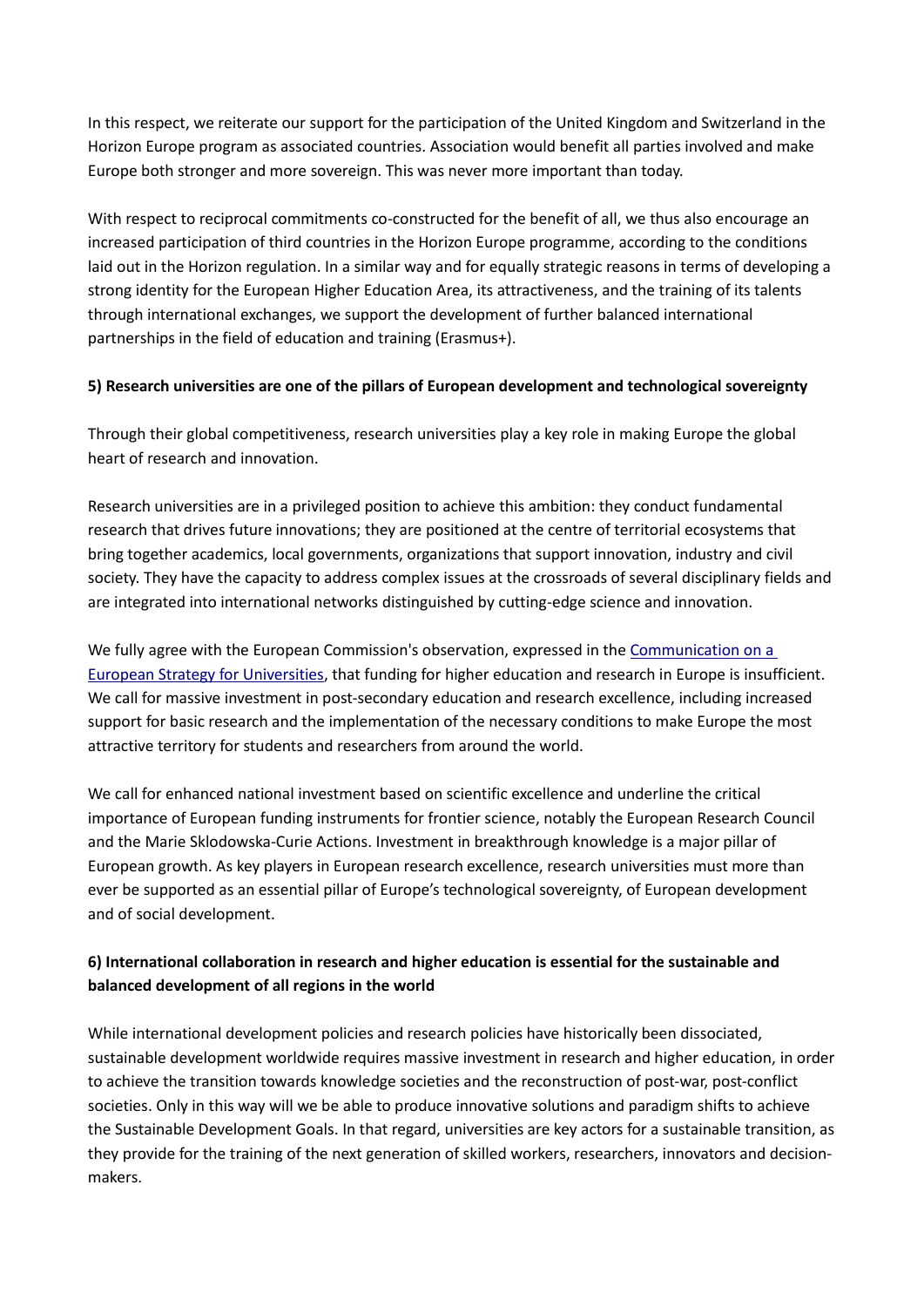In this respect, we reiterate our support for the participation of the United Kingdom and Switzerland in the Horizon Europe program as associated countries. Association would benefit all parties involved and make Europe both stronger and more sovereign. This was never more important than today.

With respect to reciprocal commitments co-constructed for the benefit of all, we thus also encourage an increased participation of third countries in the Horizon Europe programme, according to the conditions laid out in the Horizon regulation. In a similar way and for equally strategic reasons in terms of developing a strong identity for the European Higher Education Area, its attractiveness, and the training of its talents through international exchanges, we support the development of further balanced international partnerships in the field of education and training (Erasmus+).

**5) Research universities are one of the pillars of European development and technological sovereignty**

Through their global competitiveness, research universities play a key role in making Europe the global heart of research and innovation.

Research universities are in a privileged position to achieve this ambition: they conduct fundamental research that drives future innovations; they are positioned at the centre of territorial ecosystems that bring together academics, local governments, organizations that support innovation, industry and civil society. They have the capacity to address complex issues at the crossroads of several disciplinary fields and are integrated into international networks distinguished by cutting-edge science and innovation.

We fully agree with the European Commission's observation, expressed in the [Communication on a European Strategy for Universities], that funding for higher education and research in Europe is insufficient. We call for massive investment in post-secondary education and research excellence, including increased support for basic research and the implementation of the necessary conditions to make Europe the most attractive territory for students and researchers from around the world.

We call for enhanced national investment based on scientific excellence and underline the critical importance of European funding instruments for frontier science, notably the European Research Council and the Marie Sklodowska-Curie Actions. Investment in breakthrough knowledge is a major pillar of European growth. As key players in European research excellence, research universities must more than ever be supported as an essential pillar of Europe's technological sovereignty, of European development and of social development.

**6) International collaboration in research and higher education is essential for the sustainable and balanced development of all regions in the world**

While international development policies and research policies have historically been dissociated, sustainable development worldwide requires massive investment in research and higher education, in order to achieve the transition towards knowledge societies and the reconstruction of post-war, post-conflict societies. Only in this way will we be able to produce innovative solutions and paradigm shifts to achieve the Sustainable Development Goals. In that regard, universities are key actors for a sustainable transition, as they provide for the training of the next generation of skilled workers, researchers, innovators and decision-makers.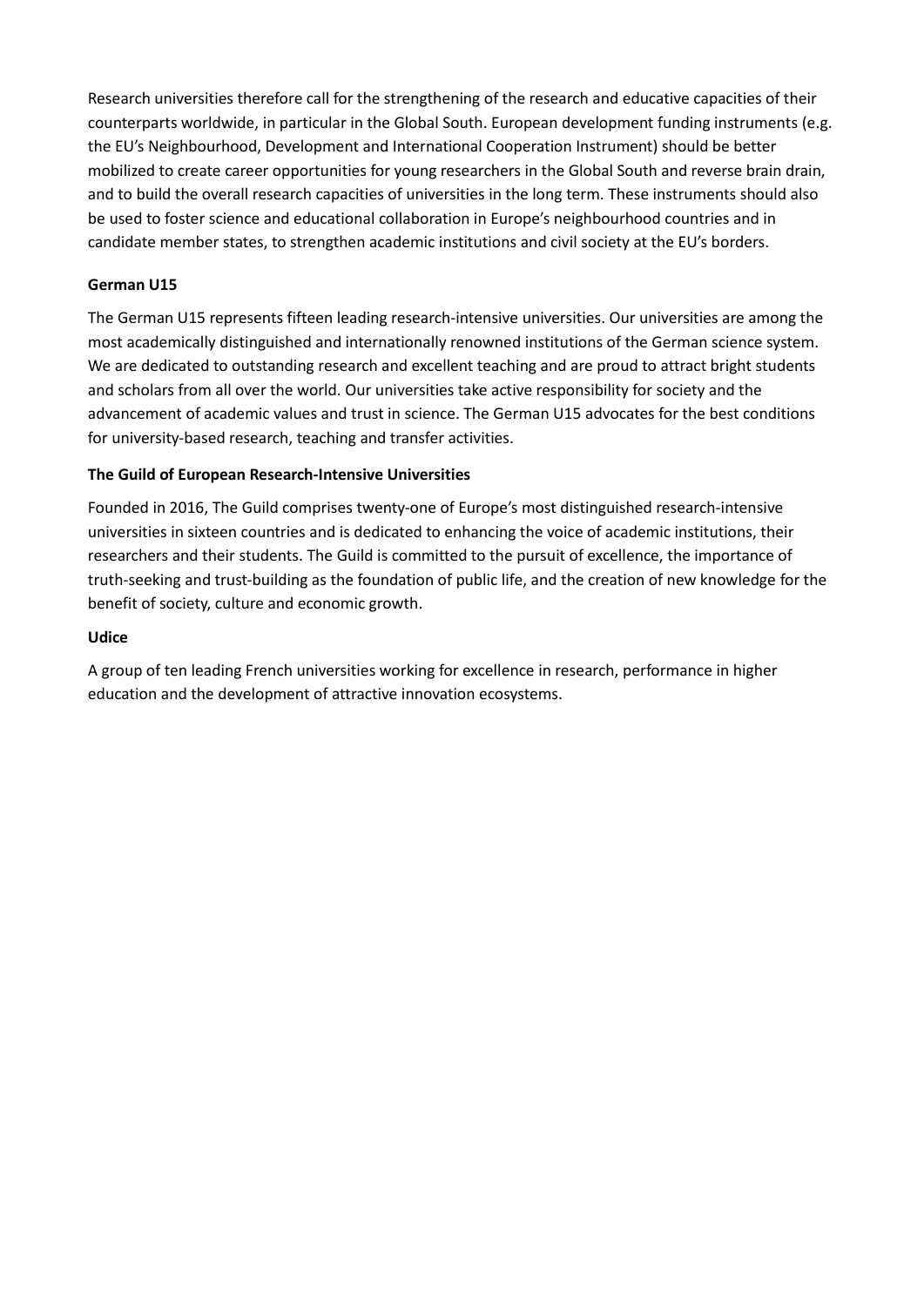Research universities therefore call for the strengthening of the research and educative capacities of their counterparts worldwide, in particular in the Global South. European development funding instruments (e.g. the EU's Neighbourhood, Development and International Cooperation Instrument) should be better mobilized to create career opportunities for young researchers in the Global South and reverse brain drain, and to build the overall research capacities of universities in the long term. These instruments should also be used to foster science and educational collaboration in Europe's neighbourhood countries and in candidate member states, to strengthen academic institutions and civil society at the EU's borders.

**German U15**

The German U15 represents fifteen leading research-intensive universities. Our universities are among the most academically distinguished and internationally renowned institutions of the German science system. We are dedicated to outstanding research and excellent teaching and are proud to attract bright students and scholars from all over the world. Our universities take active responsibility for society and the advancement of academic values and trust in science. The German U15 advocates for the best conditions for university-based research, teaching and transfer activities.

**The Guild of European Research-Intensive Universities**

Founded in 2016, The Guild comprises twenty-one of Europe's most distinguished research-intensive universities in sixteen countries and is dedicated to enhancing the voice of academic institutions, their researchers and their students. The Guild is committed to the pursuit of excellence, the importance of truth-seeking and trust-building as the foundation of public life, and the creation of new knowledge for the benefit of society, culture and economic growth.

**Udice**

A group of ten leading French universities working for excellence in research, performance in higher education and the development of attractive innovation ecosystems.